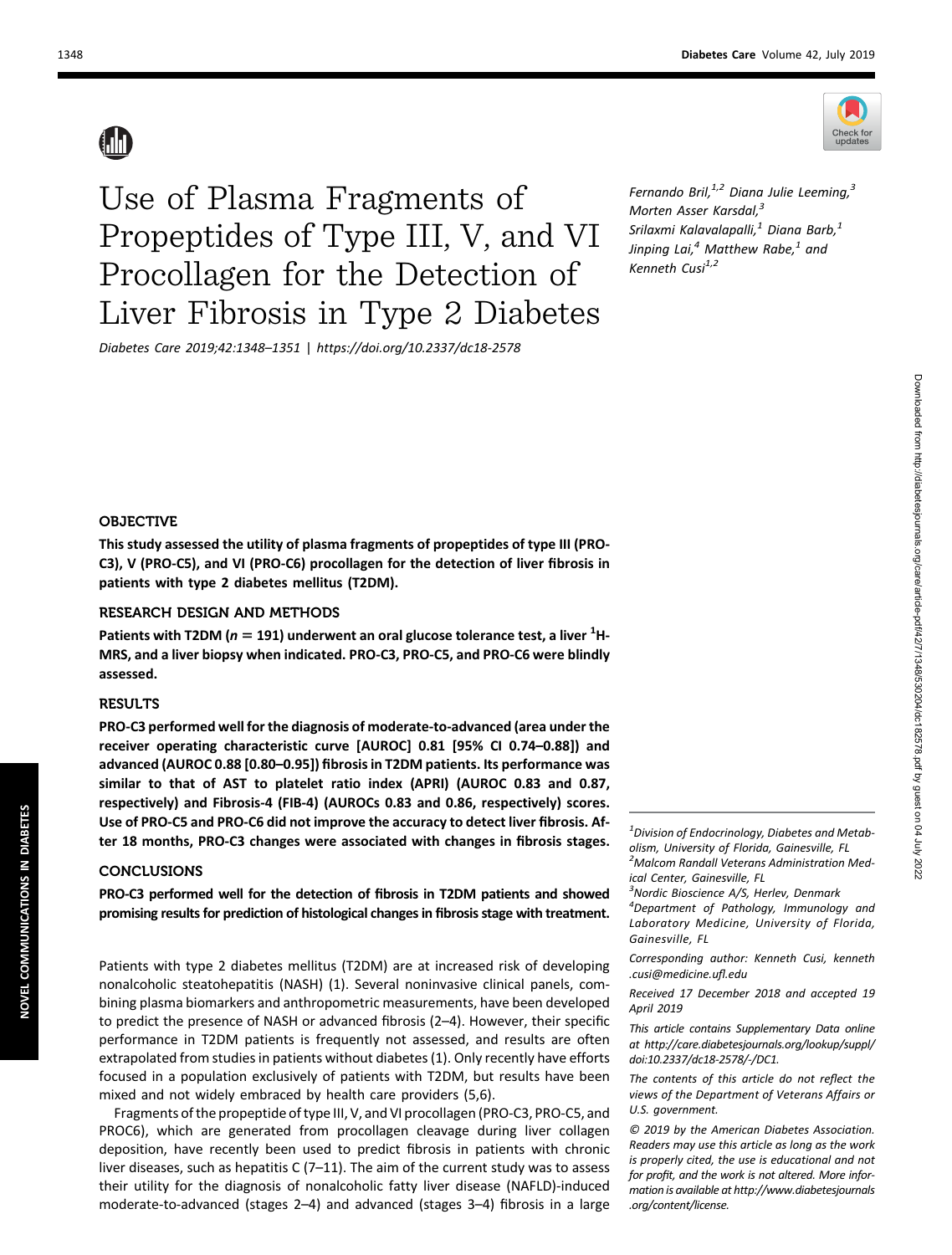# Use of Plasma Fragments of Propeptides of Type III, V, and VI Procollagen for the Detection of Liver Fibrosis in Type 2 Diabetes

Diabetes Care 2019;42:1348–1351 | https://doi.org/10.2337/dc18-2578

*Fernando Bril,[1,2] Diana Julie Leeming,[3] Morten Asser Karsdal,[3] Srilaxmi Kalavalapalli,[1] Diana Barb,[1] Jinping Lai,[4] Matthew Rabe,[1] and Kenneth Cusi[1,2]*

## OBJECTIVE

**This study assessed the utility of plasma fragments of propeptides of type III (PRO-C3), V (PRO-C5), and VI (PRO-C6) procollagen for the detection of liver fibrosis in patients with type 2 diabetes mellitus (T2DM).**

## RESEARCH DESIGN AND METHODS

**Patients with T2DM ($n = 191$) underwent an oral glucose tolerance test, a liver $^1$H-MRS, and a liver biopsy when indicated. PRO-C3, PRO-C5, and PRO-C6 were blindly assessed.**

## RESULTS

**PRO-C3 performed well for the diagnosis of moderate-to-advanced (area under the receiver operating characteristic curve [AUROC] 0.81 [95% CI 0.74–0.88]) and advanced (AUROC 0.88 [0.80–0.95]) fibrosis in T2DM patients. Its performance was similar to that of AST to platelet ratio index (APRI) (AUROC 0.83 and 0.87, respectively) and Fibrosis-4 (FIB-4) (AUROCs 0.83 and 0.86, respectively) scores. Use of PRO-C5 and PRO-C6 did not improve the accuracy to detect liver fibrosis. After 18 months, PRO-C3 changes were associated with changes in fibrosis stages.**

## CONCLUSIONS

**PRO-C3 performed well for the detection of fibrosis in T2DM patients and showed promising results for prediction of histological changes in fibrosis stage with treatment.**

Patients with type 2 diabetes mellitus (T2DM) are at increased risk of developing nonalcoholic steatohepatitis (NASH) (1). Several noninvasive clinical panels, combining plasma biomarkers and anthropometric measurements, have been developed to predict the presence of NASH or advanced fibrosis (2–4). However, their specific performance in T2DM patients is frequently not assessed, and results are often extrapolated from studies in patients without diabetes (1). Only recently have efforts focused in a population exclusively of patients with T2DM, but results have been mixed and not widely embraced by health care providers (5,6).

Fragments of the propeptide of type III, V, and VI procollagen (PRO-C3, PRO-C5, and PROC6), which are generated from procollagen cleavage during liver collagen deposition, have recently been used to predict fibrosis in patients with chronic liver diseases, such as hepatitis C (7–11). The aim of the current study was to assess their utility for the diagnosis of nonalcoholic fatty liver disease (NAFLD)-induced moderate-to-advanced (stages 2–4) and advanced (stages 3–4) fibrosis in a large

[1]Division of Endocrinology, Diabetes and Metabolism, University of Florida, Gainesville, FL
[2]Malcom Randall Veterans Administration Medical Center, Gainesville, FL
[3]Nordic Bioscience A/S, Herlev, Denmark
[4]Department of Pathology, Immunology and Laboratory Medicine, University of Florida, Gainesville, FL

Corresponding author: Kenneth Cusi, kenneth.cusi@medicine.ufl.edu

Received 17 December 2018 and accepted 19 April 2019

This article contains Supplementary Data online at http://care.diabetesjournals.org/lookup/suppl/doi:10.2337/dc18-2578/-/DC1.

The contents of this article do not reflect the views of the Department of Veterans Affairs or U.S. government.

© 2019 by the American Diabetes Association. Readers may use this article as long as the work is properly cited, the use is educational and not for profit, and the work is not altered. More information is available at http://www.diabetesjournals.org/content/license.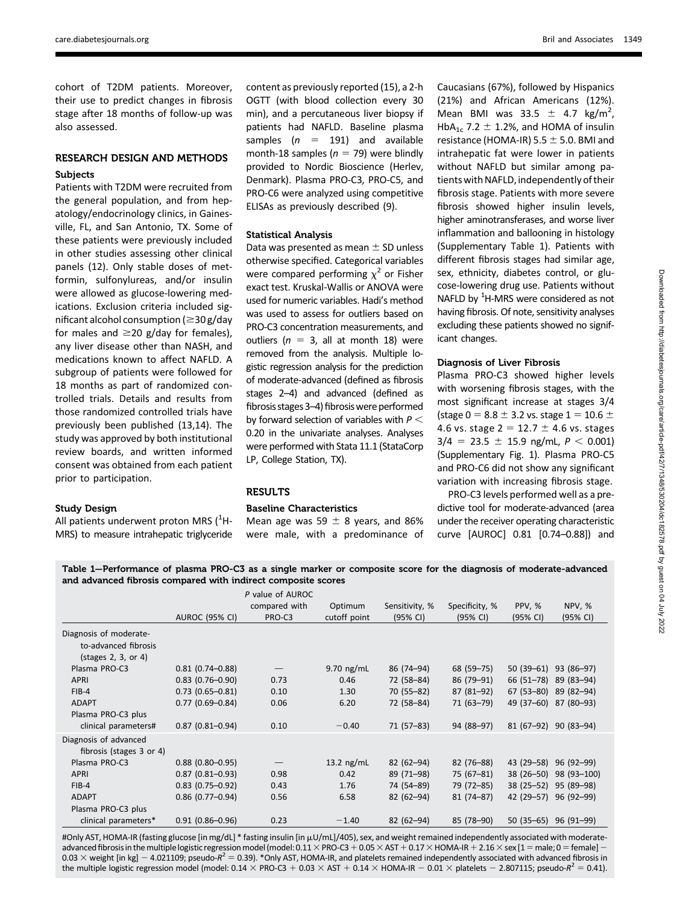cohort of T2DM patients. Moreover, their use to predict changes in fibrosis stage after 18 months of follow-up was also assessed.

## RESEARCH DESIGN AND METHODS

### Subjects

Patients with T2DM were recruited from the general population, and from hepatology/endocrinology clinics, in Gainesville, FL, and San Antonio, TX. Some of these patients were previously included in other studies assessing other clinical panels (12). Only stable doses of metformin, sulfonylureas, and/or insulin were allowed as glucose-lowering medications. Exclusion criteria included significant alcohol consumption (≥30 g/day for males and ≥20 g/day for females), any liver disease other than NASH, and medications known to affect NAFLD. A subgroup of patients were followed for 18 months as part of randomized controlled trials. Details and results from those randomized controlled trials have previously been published (13,14). The study was approved by both institutional review boards, and written informed consent was obtained from each patient prior to participation.

### Study Design

All patients underwent proton MRS ($^{1}$H-MRS) to measure intrahepatic triglyceride content as previously reported (15), a 2-h OGTT (with blood collection every 30 min), and a percutaneous liver biopsy if patients had NAFLD. Baseline plasma samples ($n$ = 191) and available month-18 samples ($n$ = 79) were blindly provided to Nordic Bioscience (Herlev, Denmark). Plasma PRO-C3, PRO-C5, and PRO-C6 were analyzed using competitive ELISAs as previously described (9).

### Statistical Analysis

Data was presented as mean ± SD unless otherwise specified. Categorical variables were compared performing $\chi^2$ or Fisher exact test. Kruskal-Wallis or ANOVA were used for numeric variables. Hadi's method was used to assess for outliers based on PRO-C3 concentration measurements, and outliers ($n$ = 3, all at month 18) were removed from the analysis. Multiple logistic regression analysis for the prediction of moderate-advanced (defined as fibrosis stages 2–4) and advanced (defined as fibrosis stages 3–4) fibrosis were performed by forward selection of variables with $P$ < 0.20 in the univariate analyses. Analyses were performed with Stata 11.1 (StataCorp LP, College Station, TX).

## RESULTS

### Baseline Characteristics

Mean age was 59 ± 8 years, and 86% were male, with a predominance of Caucasians (67%), followed by Hispanics (21%) and African Americans (12%). Mean BMI was 33.5 ± 4.7 kg/m$^2$, HbA$_{1c}$ 7.2 ± 1.2%, and HOMA of insulin resistance (HOMA-IR) 5.5 ± 5.0. BMI and intrahepatic fat were lower in patients without NAFLD but similar among patients with NAFLD, independently of their fibrosis stage. Patients with more severe fibrosis showed higher insulin levels, higher aminotransferases, and worse liver inflammation and ballooning in histology (Supplementary Table 1). Patients with different fibrosis stages had similar age, sex, ethnicity, diabetes control, or glucose-lowering drug use. Patients without NAFLD by $^{1}$H-MRS were considered as not having fibrosis. Of note, sensitivity analyses excluding these patients showed no significant changes.

### Diagnosis of Liver Fibrosis

Plasma PRO-C3 showed higher levels with worsening fibrosis stages, with the most significant increase at stages 3/4 (stage 0 = 8.8 ± 3.2 vs. stage 1 = 10.6 ± 4.6 vs. stage 2 = 12.7 ± 4.6 vs. stages 3/4 = 23.5 ± 15.9 ng/mL, $P$ < 0.001) (Supplementary Fig. 1). Plasma PRO-C5 and PRO-C6 did not show any significant variation with increasing fibrosis stage.

PRO-C3 levels performed well as a predictive tool for moderate-advanced (area under the receiver operating characteristic curve [AUROC] 0.81 [0.74–0.88]) and

Table 1—Performance of plasma PRO-C3 as a single marker or composite score for the diagnosis of moderate-advanced and advanced fibrosis compared with indirect composite scores

| | AUROC (95% CI) | P value of AUROC compared with PRO-C3 | Optimum cutoff point | Sensitivity, % (95% CI) | Specificity, % (95% CI) | PPV, % (95% CI) | NPV, % (95% CI) |
|---|---|---|---|---|---|---|---|
| Diagnosis of moderate-to-advanced fibrosis (stages 2, 3, or 4) | | | | | | | |
| Plasma PRO-C3 | 0.81 (0.74–0.88) | — | 9.70 ng/mL | 86 (74–94) | 68 (59–75) | 50 (39–61) | 93 (86–97) |
| APRI | 0.83 (0.76–0.90) | 0.73 | 0.46 | 72 (58–84) | 86 (79–91) | 66 (51–78) | 89 (83–94) |
| FIB-4 | 0.73 (0.65–0.81) | 0.10 | 1.30 | 70 (55–82) | 87 (81–92) | 67 (53–80) | 89 (82–94) |
| ADAPT | 0.77 (0.69–0.84) | 0.06 | 6.20 | 72 (58–84) | 71 (63–79) | 49 (37–60) | 87 (80–93) |
| Plasma PRO-C3 plus clinical parameters# | 0.87 (0.81–0.94) | 0.10 | −0.40 | 71 (57–83) | 94 (88–97) | 81 (67–92) | 90 (83–94) |
| Diagnosis of advanced fibrosis (stages 3 or 4) | | | | | | | |
| Plasma PRO-C3 | 0.88 (0.80–0.95) | — | 13.2 ng/mL | 82 (62–94) | 82 (76–88) | 43 (29–58) | 96 (92–99) |
| APRI | 0.87 (0.81–0.93) | 0.98 | 0.42 | 89 (71–98) | 75 (67–81) | 38 (26–50) | 98 (93–100) |
| FIB-4 | 0.83 (0.75–0.92) | 0.43 | 1.76 | 74 (54–89) | 79 (72–85) | 38 (25–52) | 95 (89–98) |
| ADAPT | 0.86 (0.77–0.94) | 0.56 | 6.58 | 82 (62–94) | 81 (74–87) | 42 (29–57) | 96 (92–99) |
| Plasma PRO-C3 plus clinical parameters* | 0.91 (0.86–0.96) | 0.23 | −1.40 | 82 (62–94) | 85 (78–90) | 50 (35–65) | 96 (91–99) |

#Only AST, HOMA-IR (fasting glucose [in mg/dL] * fasting insulin [in μU/mL]/405), sex, and weight remained independently associated with moderate-advanced fibrosis in the multiple logistic regression model (model: 0.11 × PRO-C3 + 0.05 × AST + 0.17 × HOMA-IR + 2.16 × sex [1 = male; 0 = female] − 0.03 × weight [in kg] − 4.021109; pseudo-$R^2$ = 0.39). *Only AST, HOMA-IR, and platelets remained independently associated with advanced fibrosis in the multiple logistic regression model (model: 0.14 × PRO-C3 + 0.03 × AST + 0.14 × HOMA-IR − 0.01 × platelets − 2.807115; pseudo-$R^2$ = 0.41).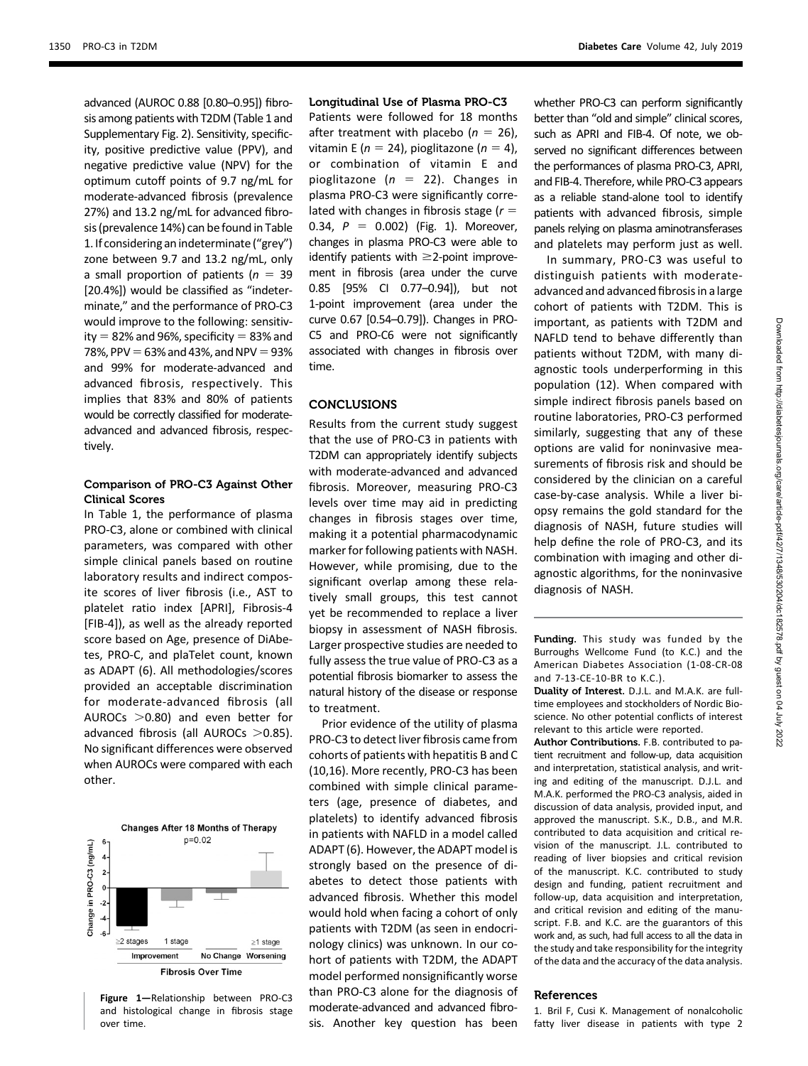advanced (AUROC 0.88 [0.80–0.95]) fibrosis among patients with T2DM (Table 1 and Supplementary Fig. 2). Sensitivity, specificity, positive predictive value (PPV), and negative predictive value (NPV) for the optimum cutoff points of 9.7 ng/mL for moderate-advanced fibrosis (prevalence 27%) and 13.2 ng/mL for advanced fibrosis (prevalence 14%) can be found in Table 1. If considering an indeterminate ("grey") zone between 9.7 and 13.2 ng/mL, only a small proportion of patients ($n$ = 39 [20.4%]) would be classified as "indeterminate," and the performance of PRO-C3 would improve to the following: sensitivity = 82% and 96%, specificity = 83% and 78%, PPV = 63% and 43%, and NPV = 93% and 99% for moderate-advanced and advanced fibrosis, respectively. This implies that 83% and 80% of patients would be correctly classified for moderate-advanced and advanced fibrosis, respectively.

### Comparison of PRO-C3 Against Other Clinical Scores

In Table 1, the performance of plasma PRO-C3, alone or combined with clinical parameters, was compared with other simple clinical panels based on routine laboratory results and indirect composite scores of liver fibrosis (i.e., AST to platelet ratio index [APRI], Fibrosis-4 [FIB-4]), as well as the already reported score based on Age, presence of DiAbetes, PRO-C, and plaTelet count, known as ADAPT (6). All methodologies/scores provided an acceptable discrimination for moderate-advanced fibrosis (all AUROCs >0.80) and even better for advanced fibrosis (all AUROCs >0.85). No significant differences were observed when AUROCs were compared with each other.

Figure 1—Relationship between PRO-C3 and histological change in fibrosis stage over time.

### Longitudinal Use of Plasma PRO-C3

Patients were followed for 18 months after treatment with placebo ($n$ = 26), vitamin E ($n$ = 24), pioglitazone ($n$ = 4), or combination of vitamin E and pioglitazone ($n$ = 22). Changes in plasma PRO-C3 were significantly correlated with changes in fibrosis stage ($r$ = 0.34, $P$ = 0.002) (Fig. 1). Moreover, changes in plasma PRO-C3 were able to identify patients with ≥2-point improvement in fibrosis (area under the curve 0.85 [95% CI 0.77–0.94]), but not 1-point improvement (area under the curve 0.67 [0.54–0.79]). Changes in PRO-C5 and PRO-C6 were not significantly associated with changes in fibrosis over time.

## CONCLUSIONS

Results from the current study suggest that the use of PRO-C3 in patients with T2DM can appropriately identify subjects with moderate-advanced and advanced fibrosis. Moreover, measuring PRO-C3 levels over time may aid in predicting changes in fibrosis stages over time, making it a potential pharmacodynamic marker for following patients with NASH. However, while promising, due to the significant overlap among these relatively small groups, this test cannot yet be recommended to replace a liver biopsy in assessment of NASH fibrosis. Larger prospective studies are needed to fully assess the true value of PRO-C3 as a potential fibrosis biomarker to assess the natural history of the disease or response to treatment.

Prior evidence of the utility of plasma PRO-C3 to detect liver fibrosis came from cohorts of patients with hepatitis B and C (10,16). More recently, PRO-C3 has been combined with simple clinical parameters (age, presence of diabetes, and platelets) to identify advanced fibrosis in patients with NAFLD in a model called ADAPT (6). However, the ADAPT model is strongly based on the presence of diabetes to detect those patients with advanced fibrosis. Whether this model would hold when facing a cohort of only patients with T2DM (as seen in endocrinology clinics) was unknown. In our cohort of patients with T2DM, the ADAPT model performed nonsignificantly worse than PRO-C3 alone for the diagnosis of moderate-advanced and advanced fibrosis. Another key question has been whether PRO-C3 can perform significantly better than "old and simple" clinical scores, such as APRI and FIB-4. Of note, we observed no significant differences between the performances of plasma PRO-C3, APRI, and FIB-4. Therefore, while PRO-C3 appears as a reliable stand-alone tool to identify patients with advanced fibrosis, simple panels relying on plasma aminotransferases and platelets may perform just as well.

In summary, PRO-C3 was useful to distinguish patients with moderate-advanced and advanced fibrosis in a large cohort of patients with T2DM. This is important, as patients with T2DM and NAFLD tend to behave differently than patients without T2DM, with many diagnostic tools underperforming in this population (12). When compared with simple indirect fibrosis panels based on routine laboratories, PRO-C3 performed similarly, suggesting that any of these options are valid for noninvasive measurements of fibrosis risk and should be considered by the clinician on a careful case-by-case analysis. While a liver biopsy remains the gold standard for the diagnosis of NASH, future studies will help define the role of PRO-C3, and its combination with imaging and other diagnostic algorithms, for the noninvasive diagnosis of NASH.

**Funding.** This study was funded by the Burroughs Wellcome Fund (to K.C.) and the American Diabetes Association (1-08-CR-08 and 7-13-CE-10-BR to K.C.).

**Duality of Interest.** D.J.L. and M.A.K. are full-time employees and stockholders of Nordic Bioscience. No other potential conflicts of interest relevant to this article were reported.

**Author Contributions.** F.B. contributed to patient recruitment and follow-up, data acquisition and interpretation, statistical analysis, and writing and editing of the manuscript. D.J.L. and M.A.K. performed the PRO-C3 analysis, aided in discussion of data analysis, provided input, and approved the manuscript. S.K., D.B., and M.R. contributed to data acquisition and critical revision of the manuscript. J.L. contributed to reading of liver biopsies and critical revision of the manuscript. K.C. contributed to study design and funding, patient recruitment and follow-up, data acquisition and interpretation, and critical revision and editing of the manuscript. F.B. and K.C. are the guarantors of this work and, as such, had full access to all the data in the study and take responsibility for the integrity of the data and the accuracy of the data analysis.

## References

1. Bril F, Cusi K. Management of nonalcoholic fatty liver disease in patients with type 2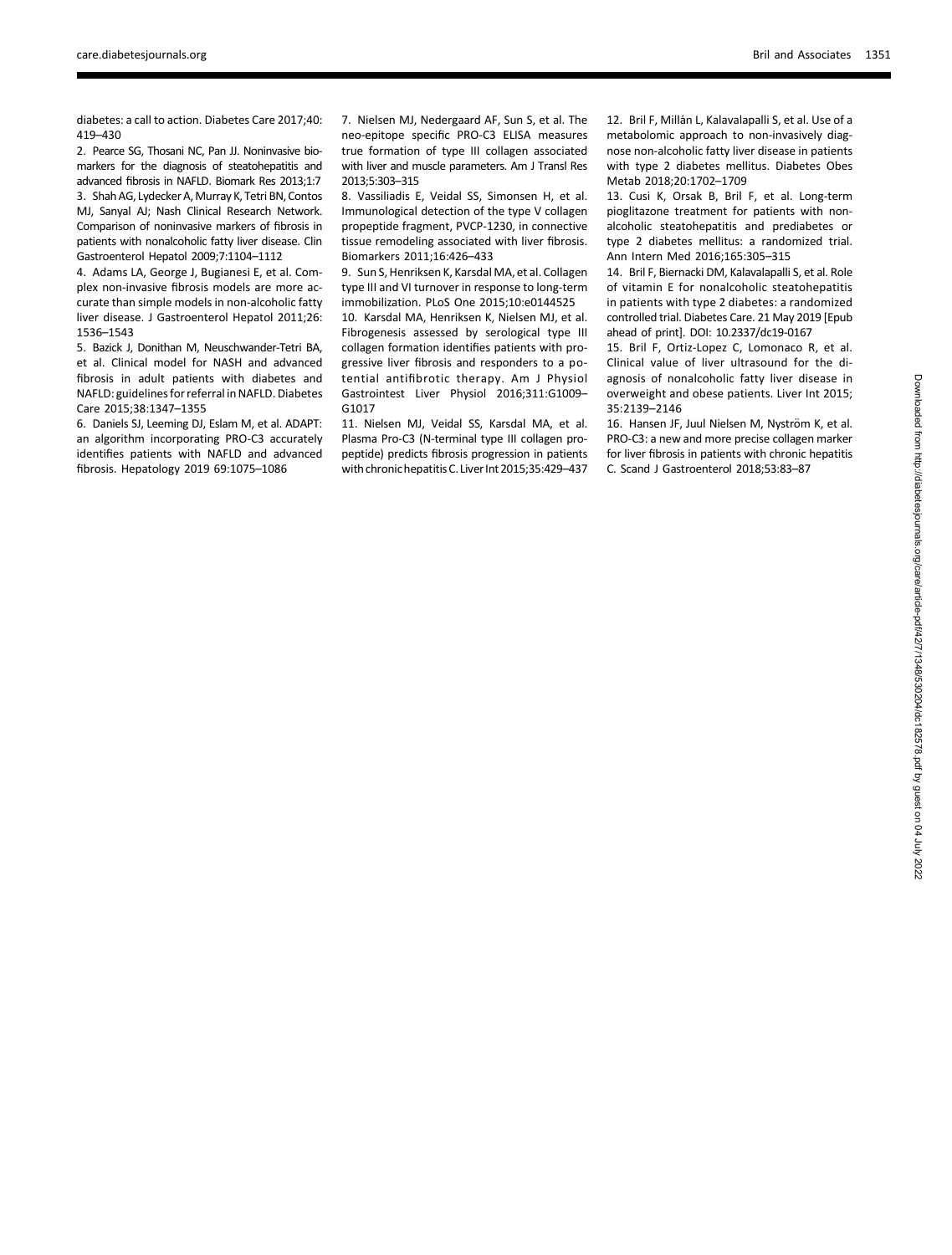diabetes: a call to action. Diabetes Care 2017;40: 419–430

2. Pearce SG, Thosani NC, Pan JJ. Noninvasive biomarkers for the diagnosis of steatohepatitis and advanced fibrosis in NAFLD. Biomark Res 2013;1:7

3. Shah AG, Lydecker A, Murray K, Tetri BN, Contos MJ, Sanyal AJ; Nash Clinical Research Network. Comparison of noninvasive markers of fibrosis in patients with nonalcoholic fatty liver disease. Clin Gastroenterol Hepatol 2009;7:1104–1112

4. Adams LA, George J, Bugianesi E, et al. Complex non-invasive fibrosis models are more accurate than simple models in non-alcoholic fatty liver disease. J Gastroenterol Hepatol 2011;26: 1536–1543

5. Bazick J, Donithan M, Neuschwander-Tetri BA, et al. Clinical model for NASH and advanced fibrosis in adult patients with diabetes and NAFLD: guidelines for referral in NAFLD. Diabetes Care 2015;38:1347–1355

6. Daniels SJ, Leeming DJ, Eslam M, et al. ADAPT: an algorithm incorporating PRO-C3 accurately identifies patients with NAFLD and advanced fibrosis. Hepatology 2019 69:1075–1086

7. Nielsen MJ, Nedergaard AF, Sun S, et al. The neo-epitope specific PRO-C3 ELISA measures true formation of type III collagen associated with liver and muscle parameters. Am J Transl Res 2013;5:303–315

8. Vassiliadis E, Veidal SS, Simonsen H, et al. Immunological detection of the type V collagen propeptide fragment, PVCP-1230, in connective tissue remodeling associated with liver fibrosis. Biomarkers 2011;16:426–433

9. Sun S, Henriksen K, Karsdal MA, et al. Collagen type III and VI turnover in response to long-term immobilization. PLoS One 2015;10:e0144525

10. Karsdal MA, Henriksen K, Nielsen MJ, et al. Fibrogenesis assessed by serological type III collagen formation identifies patients with progressive liver fibrosis and responders to a potential antifibrotic therapy. Am J Physiol Gastrointest Liver Physiol 2016;311:G1009–G1017

11. Nielsen MJ, Veidal SS, Karsdal MA, et al. Plasma Pro-C3 (N-terminal type III collagen propeptide) predicts fibrosis progression in patients with chronic hepatitis C. Liver Int 2015;35:429–437

12. Bril F, Millán L, Kalavalapalli S, et al. Use of a metabolomic approach to non-invasively diagnose non-alcoholic fatty liver disease in patients with type 2 diabetes mellitus. Diabetes Obes Metab 2018;20:1702–1709

13. Cusi K, Orsak B, Bril F, et al. Long-term pioglitazone treatment for patients with nonalcoholic steatohepatitis and prediabetes or type 2 diabetes mellitus: a randomized trial. Ann Intern Med 2016;165:305–315

14. Bril F, Biernacki DM, Kalavalapalli S, et al. Role of vitamin E for nonalcoholic steatohepatitis in patients with type 2 diabetes: a randomized controlled trial. Diabetes Care. 21 May 2019 [Epub ahead of print]. DOI: 10.2337/dc19-0167

15. Bril F, Ortiz-Lopez C, Lomonaco R, et al. Clinical value of liver ultrasound for the diagnosis of nonalcoholic fatty liver disease in overweight and obese patients. Liver Int 2015; 35:2139–2146

16. Hansen JF, Juul Nielsen M, Nyström K, et al. PRO-C3: a new and more precise collagen marker for liver fibrosis in patients with chronic hepatitis C. Scand J Gastroenterol 2018;53:83–87